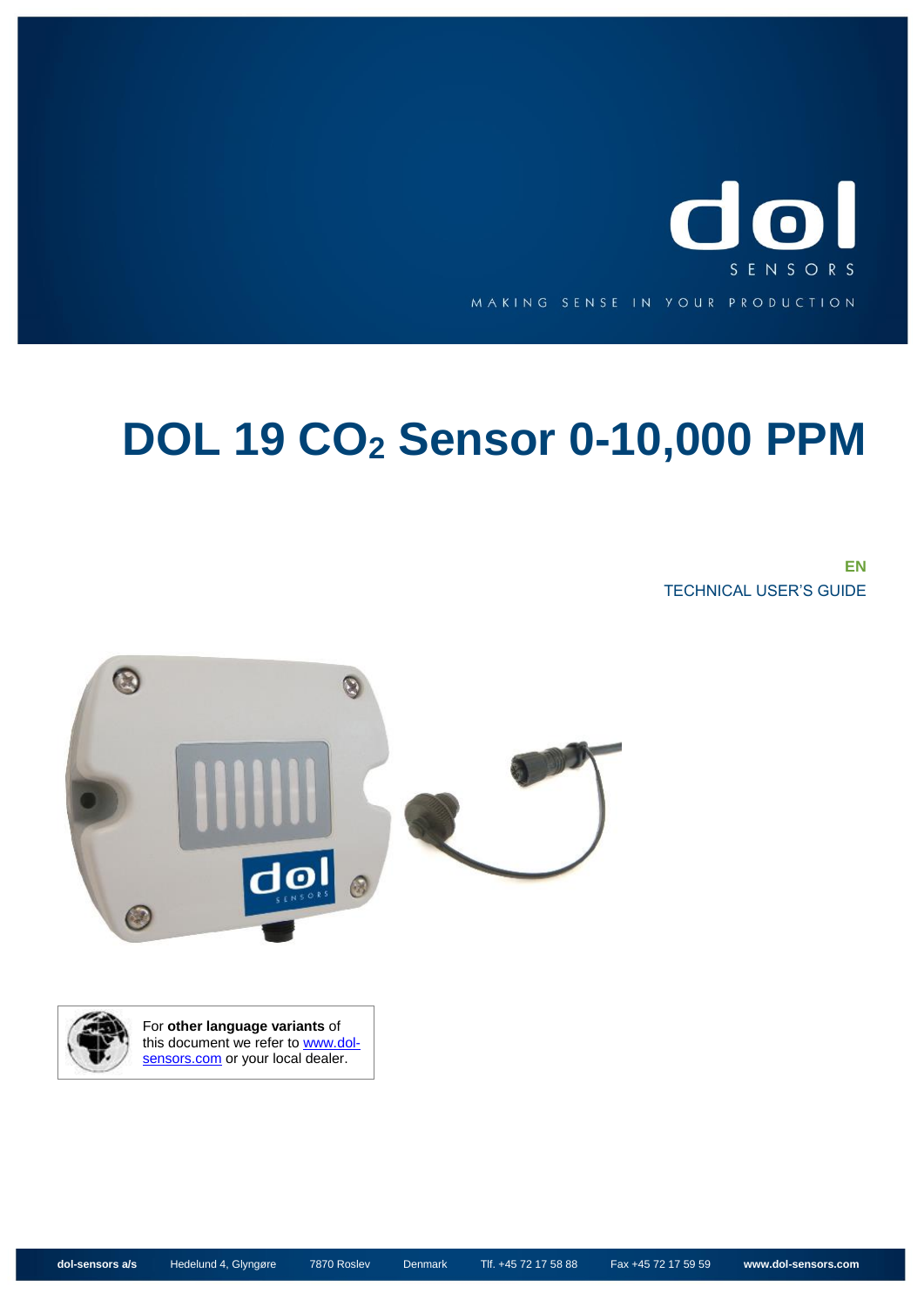dol

SENSORS

MAKING SENSE IN YOUR PRODUCTION

# DOL 19 $CO_2$ Sensor 0-10,000 PPM

**EN**

TECHNICAL USER'S GUIDE

For **other language variants** of this document we refer to www.dol-sensors.com or your local dealer.

**dol-sensors a/s** Hedelund 4, Glyngøre 7870 Roslev Denmark Tlf. +45 72 17 58 88 Fax +45 72 17 59 59 **www.dol-sensors.com**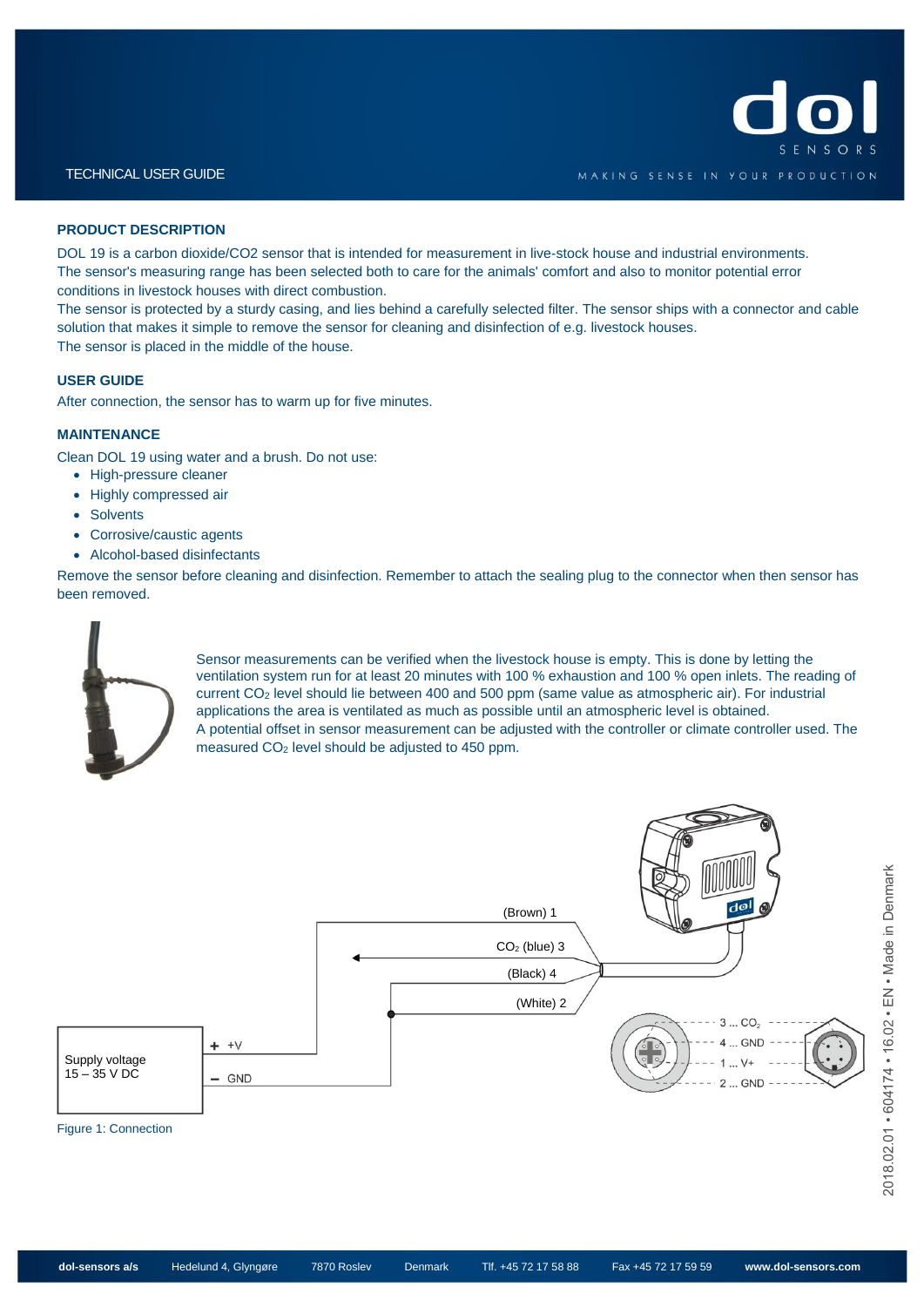TECHNICAL USER GUIDE

## PRODUCT DESCRIPTION

DOL 19 is a carbon dioxide/CO2 sensor that is intended for measurement in live-stock house and industrial environments. The sensor's measuring range has been selected both to care for the animals' comfort and also to monitor potential error conditions in livestock houses with direct combustion.
The sensor is protected by a sturdy casing, and lies behind a carefully selected filter. The sensor ships with a connector and cable solution that makes it simple to remove the sensor for cleaning and disinfection of e.g. livestock houses.
The sensor is placed in the middle of the house.

## USER GUIDE

After connection, the sensor has to warm up for five minutes.

## MAINTENANCE

Clean DOL 19 using water and a brush. Do not use:

- High-pressure cleaner
- Highly compressed air
- Solvents
- Corrosive/caustic agents
- Alcohol-based disinfectants

Remove the sensor before cleaning and disinfection. Remember to attach the sealing plug to the connector when then sensor has been removed.

Sensor measurements can be verified when the livestock house is empty. This is done by letting the ventilation system run for at least 20 minutes with 100 % exhaustion and 100 % open inlets. The reading of current $CO_2$ level should lie between 400 and 500 ppm (same value as atmospheric air). For industrial applications the area is ventilated as much as possible until an atmospheric level is obtained.
A potential offset in sensor measurement can be adjusted with the controller or climate controller used. The measured $CO_2$ level should be adjusted to 450 ppm.

(Brown) 1
$CO_2$ (blue) 3
(Black) 4
(White) 2

Supply voltage
15 – 35 V DC

+ +V
– GND

3 ... $CO_2$
4 ... GND
1 ... V+
2 ... GND

Figure 1: Connection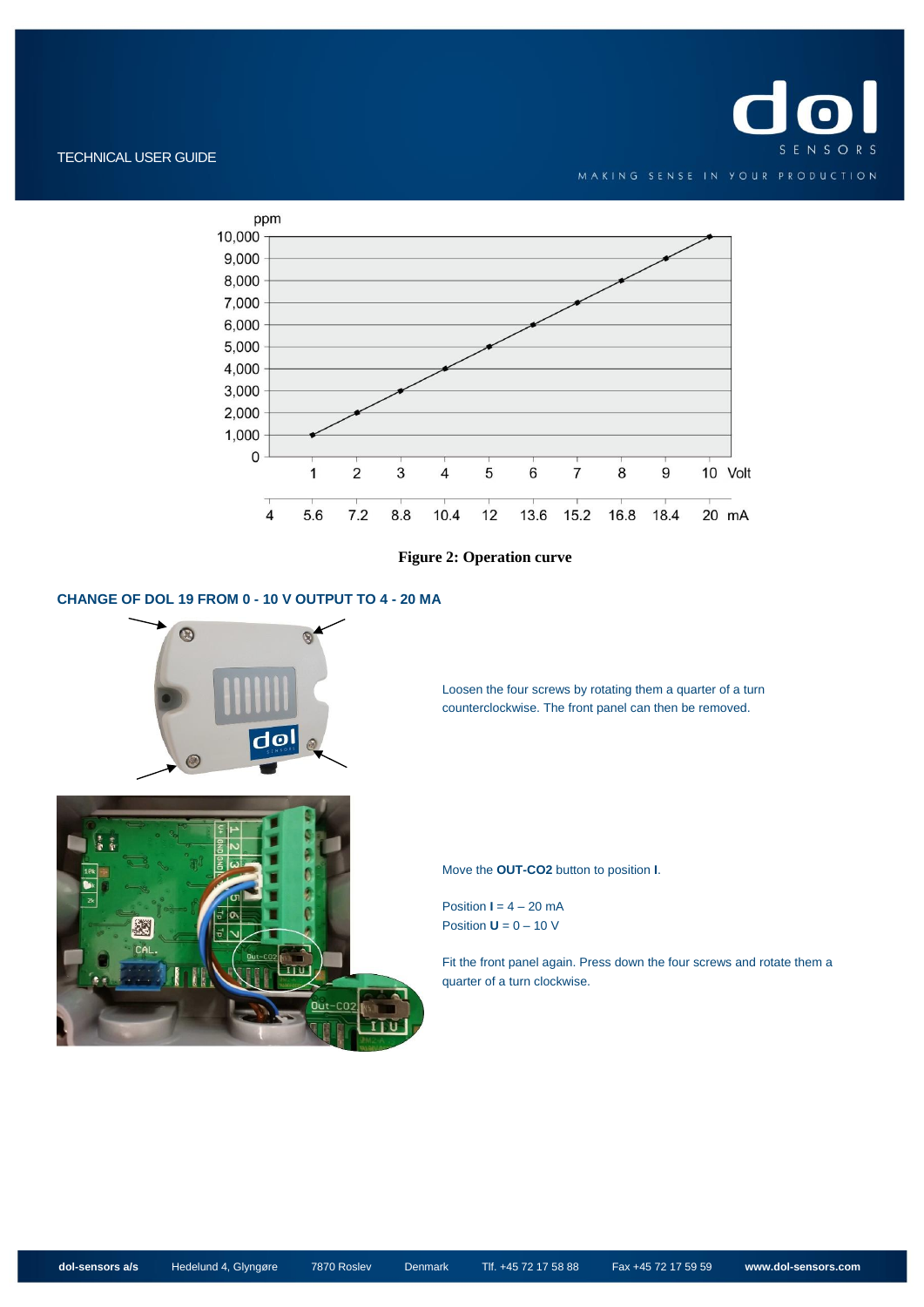**Figure 2: Operation curve**

## CHANGE OF DOL 19 FROM 0 - 10 V OUTPUT TO 4 - 20 MA

Loosen the four screws by rotating them a quarter of a turn counterclockwise. The front panel can then be removed.

Move the **OUT-CO2** button to position **I**.

Position **I** = 4 – 20 mA
Position **U** = 0 – 10 V

Fit the front panel again. Press down the four screws and rotate them a quarter of a turn clockwise.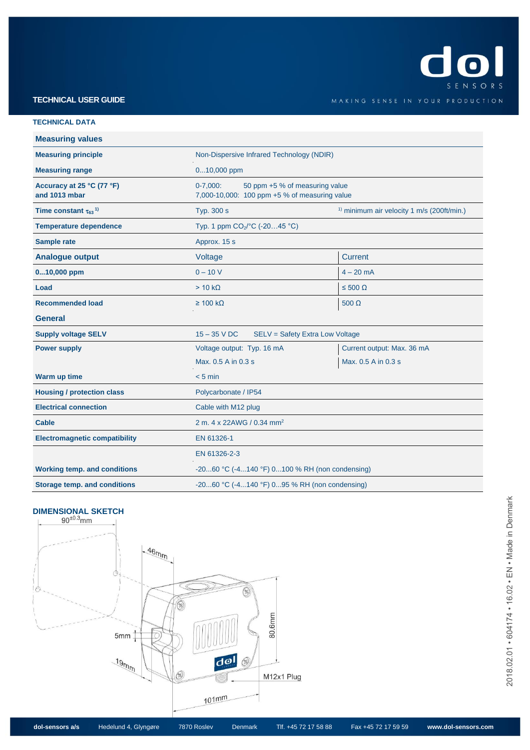TECHNICAL USER GUIDE

MAKING SENSE IN YOUR PRODUCTION

## TECHNICAL DATA

| | | |
|---|---|---|
| **Measuring values** | | |
| **Measuring principle** | Non-Dispersive Infrared Technology (NDIR) | |
| **Measuring range** | 0...10,000 ppm | |
| **Accuracy at 25 °C (77 °F) and 1013 mbar** | 0-7,000: 50 ppm +5 % of measuring value<br>7,000-10,000: 100 ppm +5 % of measuring value | |
| **Time constant $\tau_{63}$ [1)]** | Typ. 300 s | [1)] minimum air velocity 1 m/s (200ft/min.) |
| **Temperature dependence** | Typ. 1 ppm $CO_2$/°C (-20…45 °C) | |
| **Sample rate** | Approx. 15 s | |
| **Analogue output** | Voltage | Current |
| **0...10,000 ppm** | 0 – 10 V | 4 – 20 mA |
| **Load** | > 10 kΩ | ≤ 500 Ω |
| **Recommended load** | ≥ 100 kΩ | 500 Ω |
| **General** | | |
| **Supply voltage SELV** | 15 – 35 V DC SELV = Safety Extra Low Voltage | |
| **Power supply** | Voltage output: Typ. 16 mA<br>Max. 0.5 A in 0.3 s | Current output: Max. 36 mA<br>Max. 0.5 A in 0.3 s |
| **Warm up time** | < 5 min | |
| **Housing / protection class** | Polycarbonate / IP54 | |
| **Electrical connection** | Cable with M12 plug | |
| **Cable** | 2 m. 4 x 22AWG / 0.34 mm² | |
| **Electromagnetic compatibility** | EN 61326-1<br>EN 61326-2-3 | |
| **Working temp. and conditions** | -20...60 °C (-4...140 °F) 0...100 % RH (non condensing) | |
| **Storage temp. and conditions** | -20...60 °C (-4...140 °F) 0...95 % RH (non condensing) | |

## DIMENSIONAL SKETCH

$90^{\pm 0.3}$mm

46mm

5mm

19mm

80.6mm

M12x1 Plug

101mm

2018.02.01 • 604174 • 16.02 • EN • Made in Denmark

**dol-sensors a/s** Hedelund 4, Glyngøre 7870 Roslev Denmark Tlf. +45 72 17 58 88 Fax +45 72 17 59 59 **www.dol-sensors.com**